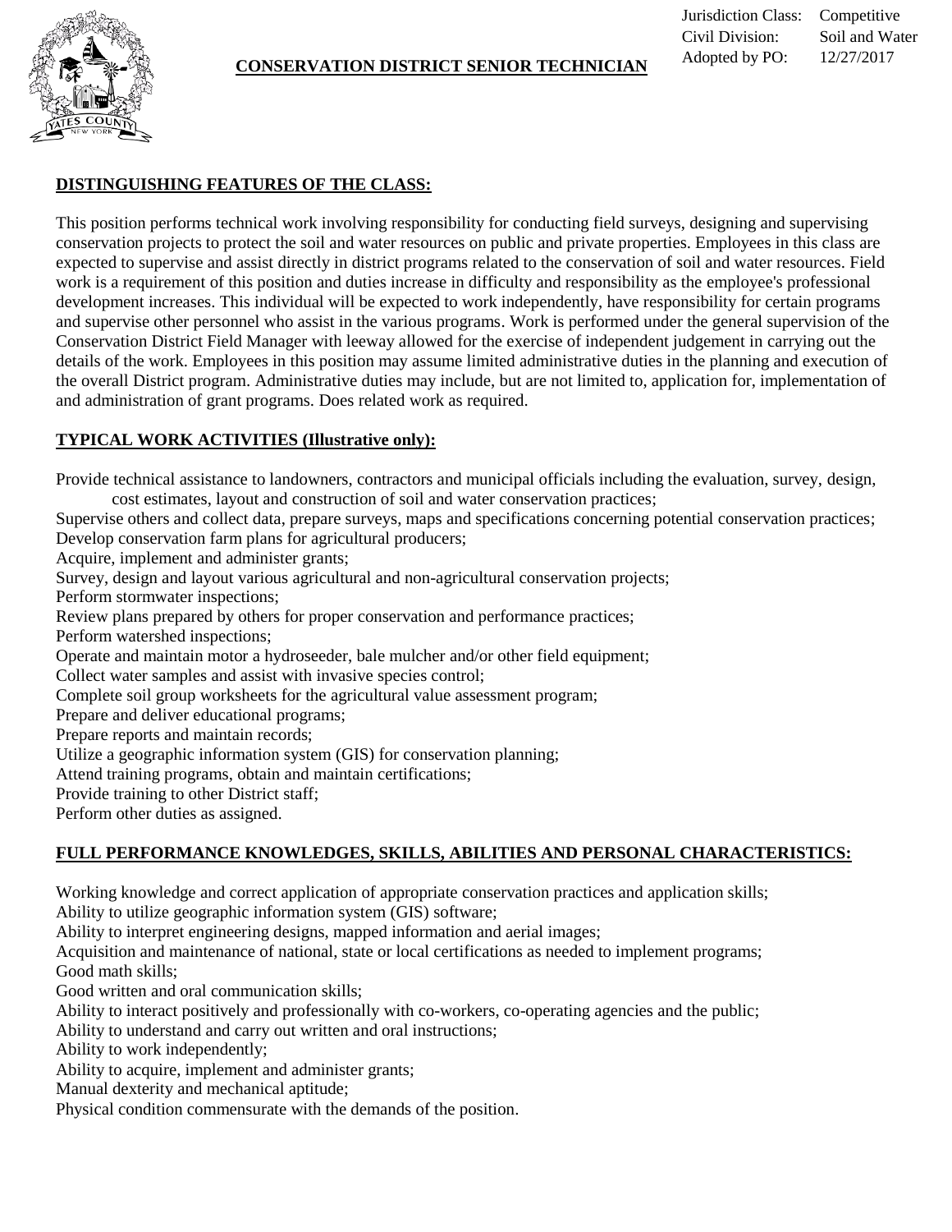Jurisdiction Class: Competitive
Civil Division: Soil and Water
Adopted by PO: 12/27/2017

# CONSERVATION DISTRICT SENIOR TECHNICIAN

## DISTINGUISHING FEATURES OF THE CLASS:

This position performs technical work involving responsibility for conducting field surveys, designing and supervising conservation projects to protect the soil and water resources on public and private properties. Employees in this class are expected to supervise and assist directly in district programs related to the conservation of soil and water resources. Field work is a requirement of this position and duties increase in difficulty and responsibility as the employee's professional development increases. This individual will be expected to work independently, have responsibility for certain programs and supervise other personnel who assist in the various programs. Work is performed under the general supervision of the Conservation District Field Manager with leeway allowed for the exercise of independent judgement in carrying out the details of the work. Employees in this position may assume limited administrative duties in the planning and execution of the overall District program. Administrative duties may include, but are not limited to, application for, implementation of and administration of grant programs. Does related work as required.

## TYPICAL WORK ACTIVITIES (Illustrative only):

Provide technical assistance to landowners, contractors and municipal officials including the evaluation, survey, design, cost estimates, layout and construction of soil and water conservation practices;
Supervise others and collect data, prepare surveys, maps and specifications concerning potential conservation practices;
Develop conservation farm plans for agricultural producers;
Acquire, implement and administer grants;
Survey, design and layout various agricultural and non-agricultural conservation projects;
Perform stormwater inspections;
Review plans prepared by others for proper conservation and performance practices;
Perform watershed inspections;
Operate and maintain motor a hydroseeder, bale mulcher and/or other field equipment;
Collect water samples and assist with invasive species control;
Complete soil group worksheets for the agricultural value assessment program;
Prepare and deliver educational programs;
Prepare reports and maintain records;
Utilize a geographic information system (GIS) for conservation planning;
Attend training programs, obtain and maintain certifications;
Provide training to other District staff;
Perform other duties as assigned.

## FULL PERFORMANCE KNOWLEDGES, SKILLS, ABILITIES AND PERSONAL CHARACTERISTICS:

Working knowledge and correct application of appropriate conservation practices and application skills;
Ability to utilize geographic information system (GIS) software;
Ability to interpret engineering designs, mapped information and aerial images;
Acquisition and maintenance of national, state or local certifications as needed to implement programs;
Good math skills;
Good written and oral communication skills;
Ability to interact positively and professionally with co-workers, co-operating agencies and the public;
Ability to understand and carry out written and oral instructions;
Ability to work independently;
Ability to acquire, implement and administer grants;
Manual dexterity and mechanical aptitude;
Physical condition commensurate with the demands of the position.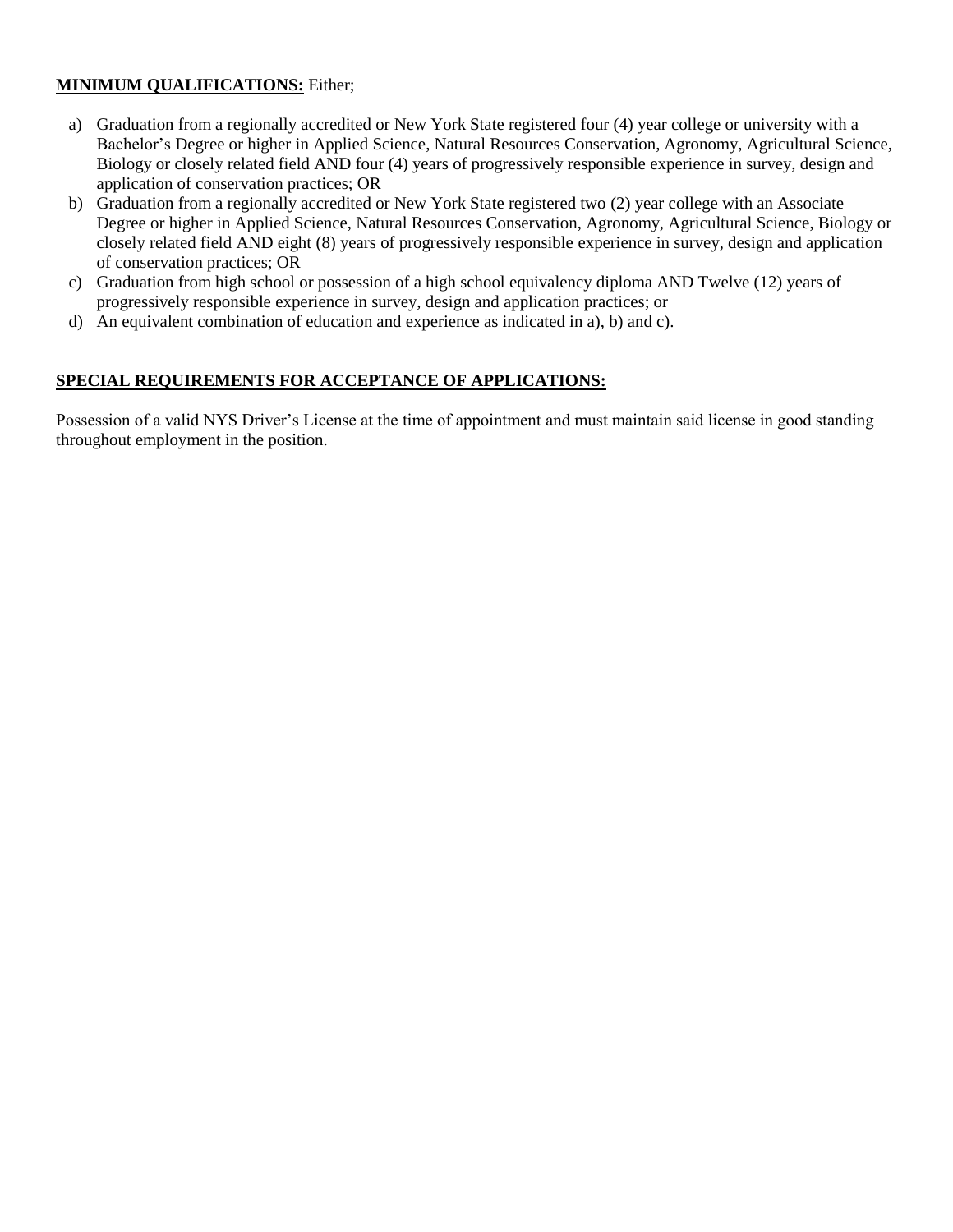**MINIMUM QUALIFICATIONS:** Either;

a) Graduation from a regionally accredited or New York State registered four (4) year college or university with a Bachelor's Degree or higher in Applied Science, Natural Resources Conservation, Agronomy, Agricultural Science, Biology or closely related field AND four (4) years of progressively responsible experience in survey, design and application of conservation practices; OR
b) Graduation from a regionally accredited or New York State registered two (2) year college with an Associate Degree or higher in Applied Science, Natural Resources Conservation, Agronomy, Agricultural Science, Biology or closely related field AND eight (8) years of progressively responsible experience in survey, design and application of conservation practices; OR
c) Graduation from high school or possession of a high school equivalency diploma AND Twelve (12) years of progressively responsible experience in survey, design and application practices; or
d) An equivalent combination of education and experience as indicated in a), b) and c).

**SPECIAL REQUIREMENTS FOR ACCEPTANCE OF APPLICATIONS:**

Possession of a valid NYS Driver's License at the time of appointment and must maintain said license in good standing throughout employment in the position.